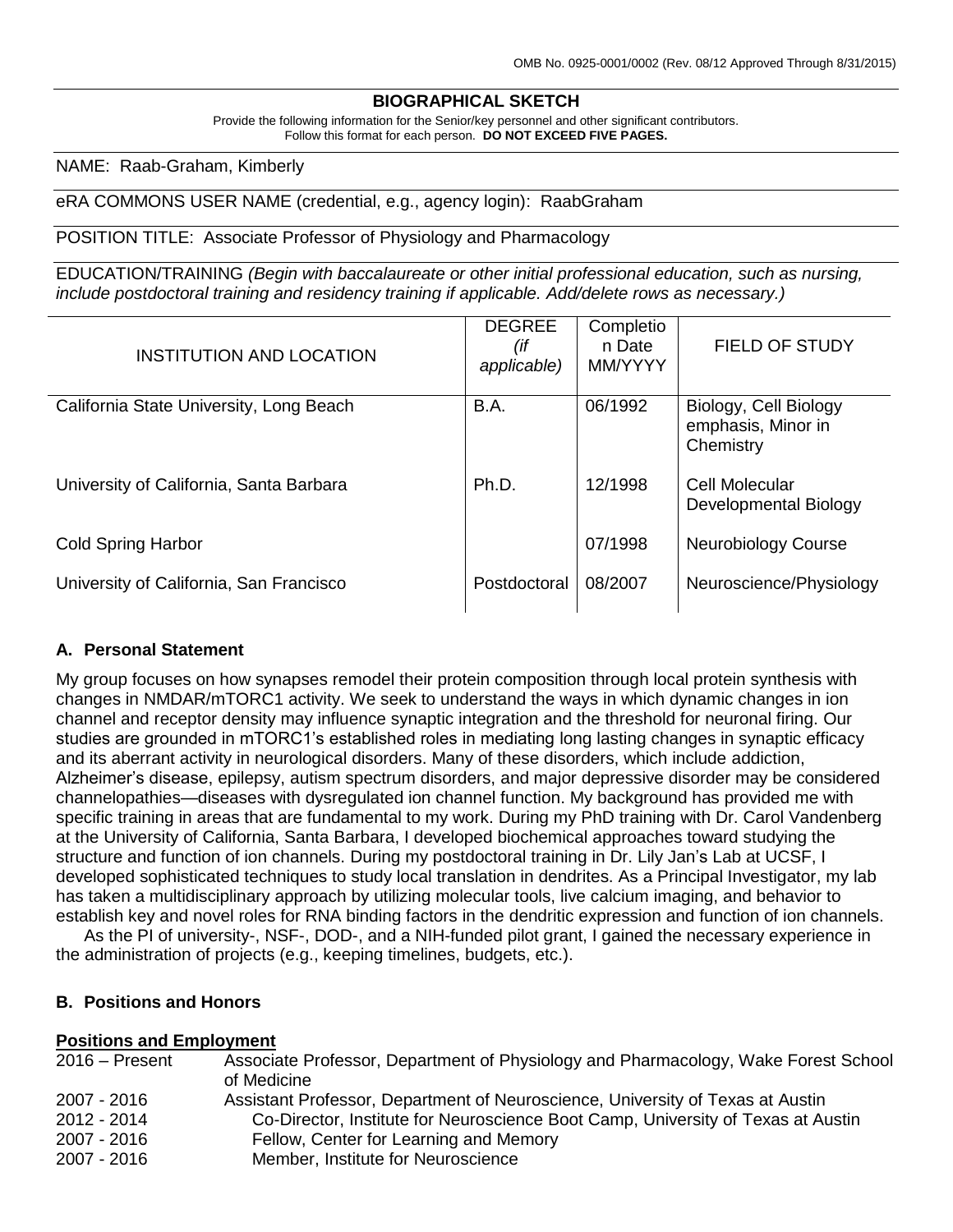OMB No. 0925-0001/0002 (Rev. 08/12 Approved Through 8/31/2015)

# BIOGRAPHICAL SKETCH

Provide the following information for the Senior/key personnel and other significant contributors.
Follow this format for each person. **DO NOT EXCEED FIVE PAGES.**

NAME: Raab-Graham, Kimberly

eRA COMMONS USER NAME (credential, e.g., agency login): RaabGraham

POSITION TITLE: Associate Professor of Physiology and Pharmacology

EDUCATION/TRAINING *(Begin with baccalaureate or other initial professional education, such as nursing, include postdoctoral training and residency training if applicable. Add/delete rows as necessary.)*

| INSTITUTION AND LOCATION | DEGREE *(if applicable)* | Completion Date MM/YYYY | FIELD OF STUDY |
|---|---|---|---|
| California State University, Long Beach | B.A. | 06/1992 | Biology, Cell Biology emphasis, Minor in Chemistry |
| University of California, Santa Barbara | Ph.D. | 12/1998 | Cell Molecular Developmental Biology |
| Cold Spring Harbor | | 07/1998 | Neurobiology Course |
| University of California, San Francisco | Postdoctoral | 08/2007 | Neuroscience/Physiology |

## A. Personal Statement

My group focuses on how synapses remodel their protein composition through local protein synthesis with changes in NMDAR/mTORC1 activity. We seek to understand the ways in which dynamic changes in ion channel and receptor density may influence synaptic integration and the threshold for neuronal firing. Our studies are grounded in mTORC1's established roles in mediating long lasting changes in synaptic efficacy and its aberrant activity in neurological disorders. Many of these disorders, which include addiction, Alzheimer's disease, epilepsy, autism spectrum disorders, and major depressive disorder may be considered channelopathies—diseases with dysregulated ion channel function. My background has provided me with specific training in areas that are fundamental to my work. During my PhD training with Dr. Carol Vandenberg at the University of California, Santa Barbara, I developed biochemical approaches toward studying the structure and function of ion channels. During my postdoctoral training in Dr. Lily Jan's Lab at UCSF, I developed sophisticated techniques to study local translation in dendrites. As a Principal Investigator, my lab has taken a multidisciplinary approach by utilizing molecular tools, live calcium imaging, and behavior to establish key and novel roles for RNA binding factors in the dendritic expression and function of ion channels.

As the PI of university-, NSF-, DOD-, and a NIH-funded pilot grant, I gained the necessary experience in the administration of projects (e.g., keeping timelines, budgets, etc.).

## B. Positions and Honors

**Positions and Employment**

| | |
|---|---|
| 2016 – Present | Associate Professor, Department of Physiology and Pharmacology, Wake Forest School of Medicine |
| 2007 - 2016 | Assistant Professor, Department of Neuroscience, University of Texas at Austin |
| 2012 - 2014 | Co-Director, Institute for Neuroscience Boot Camp, University of Texas at Austin |
| 2007 - 2016 | Fellow, Center for Learning and Memory |
| 2007 - 2016 | Member, Institute for Neuroscience |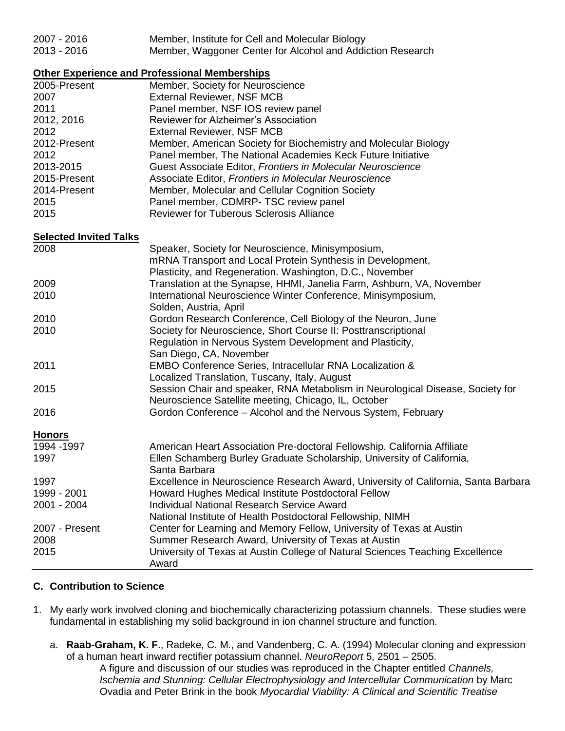| | |
|---|---|
| 2007 - 2016 | Member, Institute for Cell and Molecular Biology |
| 2013 - 2016 | Member, Waggoner Center for Alcohol and Addiction Research |

**Other Experience and Professional Memberships**

| | |
|---|---|
| 2005-Present | Member, Society for Neuroscience |
| 2007 | External Reviewer, NSF MCB |
| 2011 | Panel member, NSF IOS review panel |
| 2012, 2016 | Reviewer for Alzheimer's Association |
| 2012 | External Reviewer, NSF MCB |
| 2012-Present | Member, American Society for Biochemistry and Molecular Biology |
| 2012 | Panel member, The National Academies Keck Future Initiative |
| 2013-2015 | Guest Associate Editor, *Frontiers in Molecular Neuroscience* |
| 2015-Present | Associate Editor, *Frontiers in Molecular Neuroscience* |
| 2014-Present | Member, Molecular and Cellular Cognition Society |
| 2015 | Panel member, CDMRP- TSC review panel |
| 2015 | Reviewer for Tuberous Sclerosis Alliance |

**Selected Invited Talks**

| | |
|---|---|
| 2008 | Speaker, Society for Neuroscience, Minisymposium, mRNA Transport and Local Protein Synthesis in Development, Plasticity, and Regeneration. Washington, D.C., November |
| 2009 | Translation at the Synapse, HHMI, Janelia Farm, Ashburn, VA, November |
| 2010 | International Neuroscience Winter Conference, Minisymposium, Solden, Austria, April |
| 2010 | Gordon Research Conference, Cell Biology of the Neuron, June |
| 2010 | Society for Neuroscience, Short Course II: Posttranscriptional Regulation in Nervous System Development and Plasticity, San Diego, CA, November |
| 2011 | EMBO Conference Series, Intracellular RNA Localization & Localized Translation, Tuscany, Italy, August |
| 2015 | Session Chair and speaker, RNA Metabolism in Neurological Disease, Society for Neuroscience Satellite meeting, Chicago, IL, October |
| 2016 | Gordon Conference – Alcohol and the Nervous System, February |

**Honors**

| | |
|---|---|
| 1994 -1997 | American Heart Association Pre-doctoral Fellowship. California Affiliate |
| 1997 | Ellen Schamberg Burley Graduate Scholarship, University of California, Santa Barbara |
| 1997 | Excellence in Neuroscience Research Award, University of California, Santa Barbara |
| 1999 - 2001 | Howard Hughes Medical Institute Postdoctoral Fellow |
| 2001 - 2004 | Individual National Research Service Award National Institute of Health Postdoctoral Fellowship, NIMH |
| 2007 - Present | Center for Learning and Memory Fellow, University of Texas at Austin |
| 2008 | Summer Research Award, University of Texas at Austin |
| 2015 | University of Texas at Austin College of Natural Sciences Teaching Excellence Award |

## C. Contribution to Science

1. My early work involved cloning and biochemically characterizing potassium channels. These studies were fundamental in establishing my solid background in ion channel structure and function.

   a. **Raab-Graham, K. F**., Radeke, C. M., and Vandenberg, C. A. (1994) Molecular cloning and expression of a human heart inward rectifier potassium channel. *NeuroReport* 5, 2501 – 2505.
      A figure and discussion of our studies was reproduced in the Chapter entitled *Channels, Ischemia and Stunning: Cellular Electrophysiology and Intercellular Communication* by Marc Ovadia and Peter Brink in the book *Myocardial Viability: A Clinical and Scientific Treatise*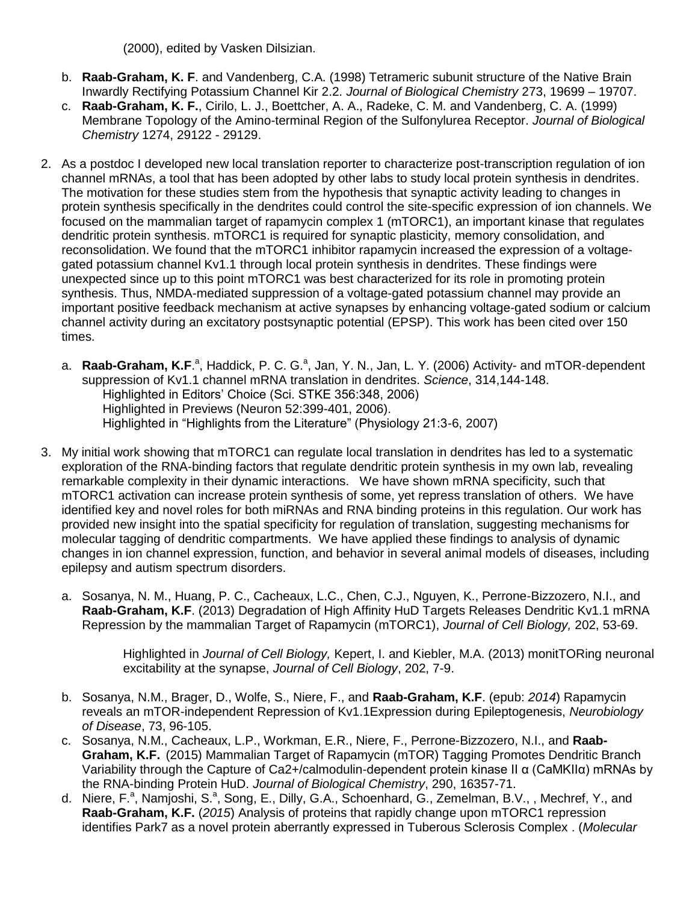(2000), edited by Vasken Dilsizian.

b. **Raab-Graham, K. F**. and Vandenberg, C.A. (1998) Tetrameric subunit structure of the Native Brain Inwardly Rectifying Potassium Channel Kir 2.2. *Journal of Biological Chemistry* 273, 19699 – 19707.
c. **Raab-Graham, K. F.**, Cirilo, L. J., Boettcher, A. A., Radeke, C. M. and Vandenberg, C. A. (1999) Membrane Topology of the Amino-terminal Region of the Sulfonylurea Receptor. *Journal of Biological Chemistry* 1274, 29122 - 29129.

2. As a postdoc I developed new local translation reporter to characterize post-transcription regulation of ion channel mRNAs, a tool that has been adopted by other labs to study local protein synthesis in dendrites. The motivation for these studies stem from the hypothesis that synaptic activity leading to changes in protein synthesis specifically in the dendrites could control the site-specific expression of ion channels. We focused on the mammalian target of rapamycin complex 1 (mTORC1), an important kinase that regulates dendritic protein synthesis. mTORC1 is required for synaptic plasticity, memory consolidation, and reconsolidation. We found that the mTORC1 inhibitor rapamycin increased the expression of a voltage-gated potassium channel Kv1.1 through local protein synthesis in dendrites. These findings were unexpected since up to this point mTORC1 was best characterized for its role in promoting protein synthesis. Thus, NMDA-mediated suppression of a voltage-gated potassium channel may provide an important positive feedback mechanism at active synapses by enhancing voltage-gated sodium or calcium channel activity during an excitatory postsynaptic potential (EPSP). This work has been cited over 150 times.

   a. **Raab-Graham, K.F**.[a], Haddick, P. C. G.[a], Jan, Y. N., Jan, L. Y. (2006) Activity- and mTOR-dependent suppression of Kv1.1 channel mRNA translation in dendrites. *Science*, 314,144-148.
      Highlighted in Editors' Choice (Sci. STKE 356:348, 2006)
      Highlighted in Previews (Neuron 52:399-401, 2006).
      Highlighted in "Highlights from the Literature" (Physiology 21:3-6, 2007)

3. My initial work showing that mTORC1 can regulate local translation in dendrites has led to a systematic exploration of the RNA-binding factors that regulate dendritic protein synthesis in my own lab, revealing remarkable complexity in their dynamic interactions. We have shown mRNA specificity, such that mTORC1 activation can increase protein synthesis of some, yet repress translation of others. We have identified key and novel roles for both miRNAs and RNA binding proteins in this regulation. Our work has provided new insight into the spatial specificity for regulation of translation, suggesting mechanisms for molecular tagging of dendritic compartments. We have applied these findings to analysis of dynamic changes in ion channel expression, function, and behavior in several animal models of diseases, including epilepsy and autism spectrum disorders.

   a. Sosanya, N. M., Huang, P. C., Cacheaux, L.C., Chen, C.J., Nguyen, K., Perrone-Bizzozero, N.I., and **Raab-Graham, K.F**. (2013) Degradation of High Affinity HuD Targets Releases Dendritic Kv1.1 mRNA Repression by the mammalian Target of Rapamycin (mTORC1), *Journal of Cell Biology,* 202, 53-69.

      Highlighted in *Journal of Cell Biology,* Kepert, I. and Kiebler, M.A. (2013) monitTORing neuronal excitability at the synapse, *Journal of Cell Biology*, 202, 7-9.

   b. Sosanya, N.M., Brager, D., Wolfe, S., Niere, F., and **Raab-Graham, K.F**. (epub: *2014*) Rapamycin reveals an mTOR-independent Repression of Kv1.1Expression during Epileptogenesis, *Neurobiology of Disease*, 73, 96-105.
   c. Sosanya, N.M., Cacheaux, L.P., Workman, E.R., Niere, F., Perrone-Bizzozero, N.I., and **Raab-Graham, K.F.** (2015) Mammalian Target of Rapamycin (mTOR) Tagging Promotes Dendritic Branch Variability through the Capture of Ca2+/calmodulin-dependent protein kinase II α (CaMKIIα) mRNAs by the RNA-binding Protein HuD. *Journal of Biological Chemistry*, 290, 16357-71.
   d. Niere, F.[a], Namjoshi, S.[a], Song, E., Dilly, G.A., Schoenhard, G., Zemelman, B.V., , Mechref, Y., and **Raab-Graham, K.F.** (*2015*) Analysis of proteins that rapidly change upon mTORC1 repression identifies Park7 as a novel protein aberrantly expressed in Tuberous Sclerosis Complex . (*Molecular*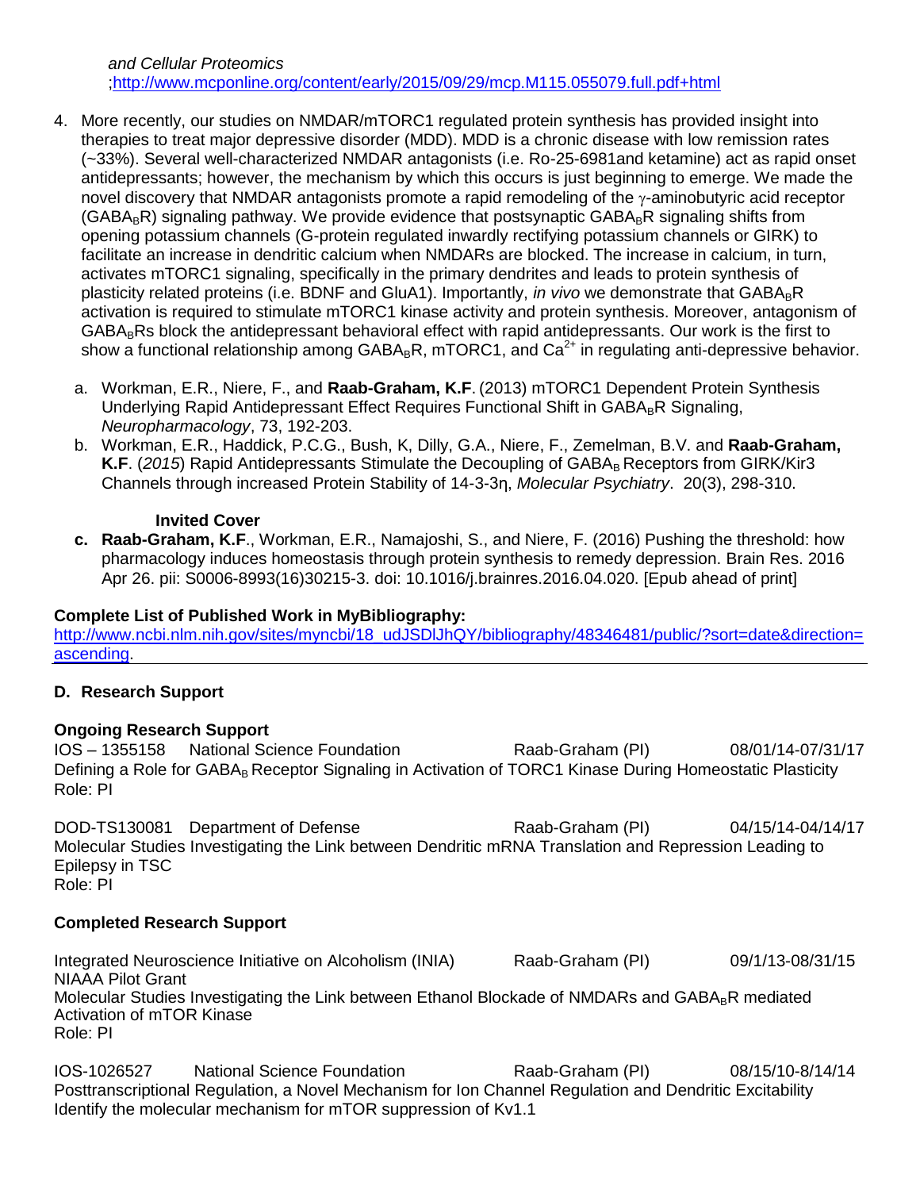*and Cellular Proteomics* ;http://www.mcponline.org/content/early/2015/09/29/mcp.M115.055079.full.pdf+html

4. More recently, our studies on NMDAR/mTORC1 regulated protein synthesis has provided insight into therapies to treat major depressive disorder (MDD). MDD is a chronic disease with low remission rates (~33%). Several well-characterized NMDAR antagonists (i.e. Ro-25-6981and ketamine) act as rapid onset antidepressants; however, the mechanism by which this occurs is just beginning to emerge. We made the novel discovery that NMDAR antagonists promote a rapid remodeling of the γ-aminobutyric acid receptor ($GABA_BR$) signaling pathway. We provide evidence that postsynaptic $GABA_BR$ signaling shifts from opening potassium channels (G-protein regulated inwardly rectifying potassium channels or GIRK) to facilitate an increase in dendritic calcium when NMDARs are blocked. The increase in calcium, in turn, activates mTORC1 signaling, specifically in the primary dendrites and leads to protein synthesis of plasticity related proteins (i.e. BDNF and GluA1). Importantly, *in vivo* we demonstrate that $GABA_BR$ activation is required to stimulate mTORC1 kinase activity and protein synthesis. Moreover, antagonism of $GABA_BRs$ block the antidepressant behavioral effect with rapid antidepressants. Our work is the first to show a functional relationship among $GABA_BR$, mTORC1, and $Ca^{2+}$ in regulating anti-depressive behavior.

   a. Workman, E.R., Niere, F., and **Raab-Graham, K.F**. (2013) mTORC1 Dependent Protein Synthesis Underlying Rapid Antidepressant Effect Requires Functional Shift in $GABA_BR$ Signaling, *Neuropharmacology*, 73, 192-203.
   b. Workman, E.R., Haddick, P.C.G., Bush, K, Dilly, G.A., Niere, F., Zemelman, B.V. and **Raab-Graham, K.F**. (*2015*) Rapid Antidepressants Stimulate the Decoupling of $GABA_B$ Receptors from GIRK/Kir3 Channels through increased Protein Stability of 14-3-3η, *Molecular Psychiatry*. 20(3), 298-310.

   **Invited Cover**

   **c. Raab-Graham, K.F**., Workman, E.R., Namajoshi, S., and Niere, F. (2016) Pushing the threshold: how pharmacology induces homeostasis through protein synthesis to remedy depression. Brain Res. 2016 Apr 26. pii: S0006-8993(16)30215-3. doi: 10.1016/j.brainres.2016.04.020. [Epub ahead of print]

**Complete List of Published Work in MyBibliography:**
http://www.ncbi.nlm.nih.gov/sites/myncbi/18_udJSDlJhQY/bibliography/48346481/public/?sort=date&direction=ascending.

## D. Research Support

### Ongoing Research Support

IOS – 1355158 National Science Foundation Raab-Graham (PI) 08/01/14-07/31/17
Defining a Role for $GABA_B$ Receptor Signaling in Activation of TORC1 Kinase During Homeostatic Plasticity
Role: PI

DOD-TS130081 Department of Defense Raab-Graham (PI) 04/15/14-04/14/17
Molecular Studies Investigating the Link between Dendritic mRNA Translation and Repression Leading to Epilepsy in TSC
Role: PI

### Completed Research Support

Integrated Neuroscience Initiative on Alcoholism (INIA) Raab-Graham (PI) 09/1/13-08/31/15
NIAAA Pilot Grant
Molecular Studies Investigating the Link between Ethanol Blockade of NMDARs and $GABA_BR$ mediated Activation of mTOR Kinase
Role: PI

IOS-1026527 National Science Foundation Raab-Graham (PI) 08/15/10-8/14/14
Posttranscriptional Regulation, a Novel Mechanism for Ion Channel Regulation and Dendritic Excitability
Identify the molecular mechanism for mTOR suppression of Kv1.1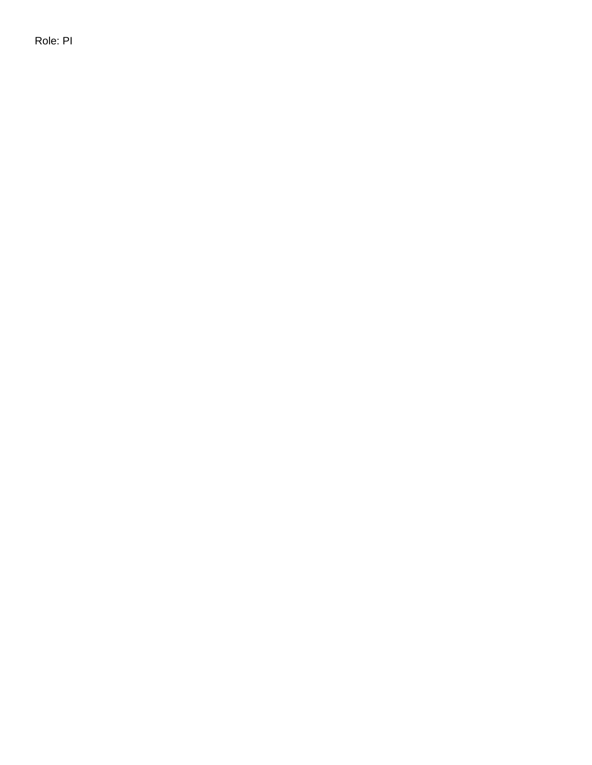Role: PI